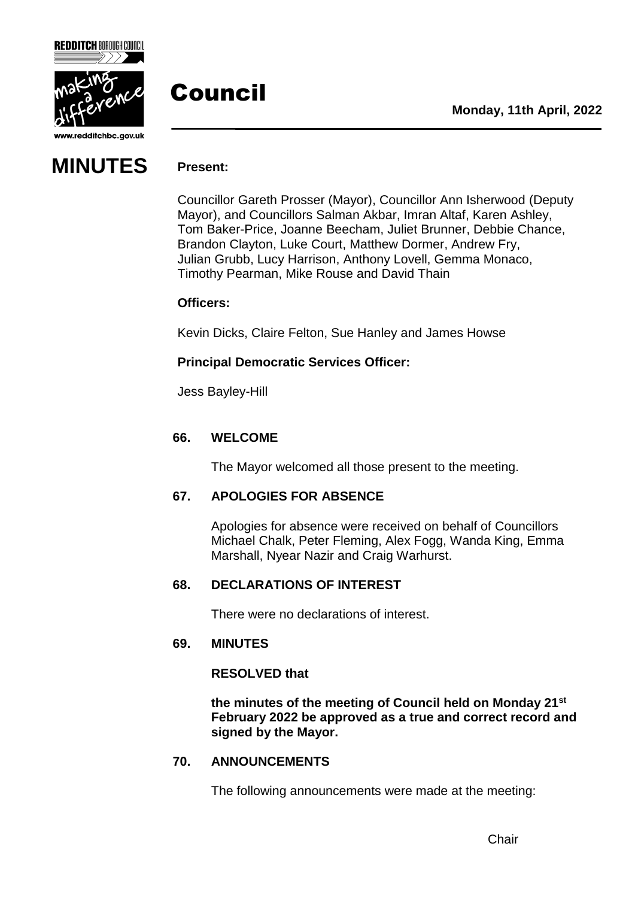# Council

**Monday, 11th April, 2022**

# MINUTES

**Present:**

Councillor Gareth Prosser (Mayor), Councillor Ann Isherwood (Deputy Mayor), and Councillors Salman Akbar, Imran Altaf, Karen Ashley, Tom Baker-Price, Joanne Beecham, Juliet Brunner, Debbie Chance, Brandon Clayton, Luke Court, Matthew Dormer, Andrew Fry, Julian Grubb, Lucy Harrison, Anthony Lovell, Gemma Monaco, Timothy Pearman, Mike Rouse and David Thain

**Officers:**

Kevin Dicks, Claire Felton, Sue Hanley and James Howse

**Principal Democratic Services Officer:**

Jess Bayley-Hill

## 66. WELCOME

The Mayor welcomed all those present to the meeting.

## 67. APOLOGIES FOR ABSENCE

Apologies for absence were received on behalf of Councillors Michael Chalk, Peter Fleming, Alex Fogg, Wanda King, Emma Marshall, Nyear Nazir and Craig Warhurst.

## 68. DECLARATIONS OF INTEREST

There were no declarations of interest.

## 69. MINUTES

**RESOLVED that**

**the minutes of the meeting of Council held on Monday 21st February 2022 be approved as a true and correct record and signed by the Mayor.**

## 70. ANNOUNCEMENTS

The following announcements were made at the meeting: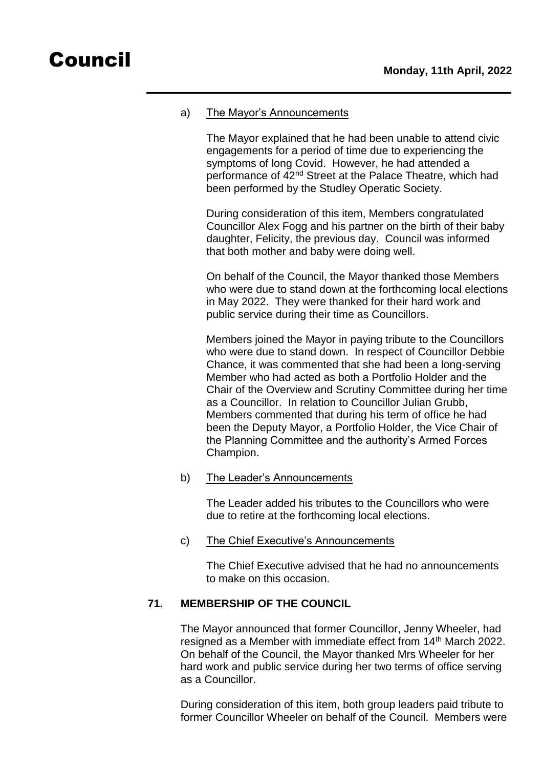a) The Mayor's Announcements

The Mayor explained that he had been unable to attend civic engagements for a period of time due to experiencing the symptoms of long Covid. However, he had attended a performance of 42nd Street at the Palace Theatre, which had been performed by the Studley Operatic Society.

During consideration of this item, Members congratulated Councillor Alex Fogg and his partner on the birth of their baby daughter, Felicity, the previous day. Council was informed that both mother and baby were doing well.

On behalf of the Council, the Mayor thanked those Members who were due to stand down at the forthcoming local elections in May 2022. They were thanked for their hard work and public service during their time as Councillors.

Members joined the Mayor in paying tribute to the Councillors who were due to stand down. In respect of Councillor Debbie Chance, it was commented that she had been a long-serving Member who had acted as both a Portfolio Holder and the Chair of the Overview and Scrutiny Committee during her time as a Councillor. In relation to Councillor Julian Grubb, Members commented that during his term of office he had been the Deputy Mayor, a Portfolio Holder, the Vice Chair of the Planning Committee and the authority's Armed Forces Champion.

b) The Leader's Announcements

The Leader added his tributes to the Councillors who were due to retire at the forthcoming local elections.

c) The Chief Executive's Announcements

The Chief Executive advised that he had no announcements to make on this occasion.

## 71. MEMBERSHIP OF THE COUNCIL

The Mayor announced that former Councillor, Jenny Wheeler, had resigned as a Member with immediate effect from 14th March 2022. On behalf of the Council, the Mayor thanked Mrs Wheeler for her hard work and public service during her two terms of office serving as a Councillor.

During consideration of this item, both group leaders paid tribute to former Councillor Wheeler on behalf of the Council. Members were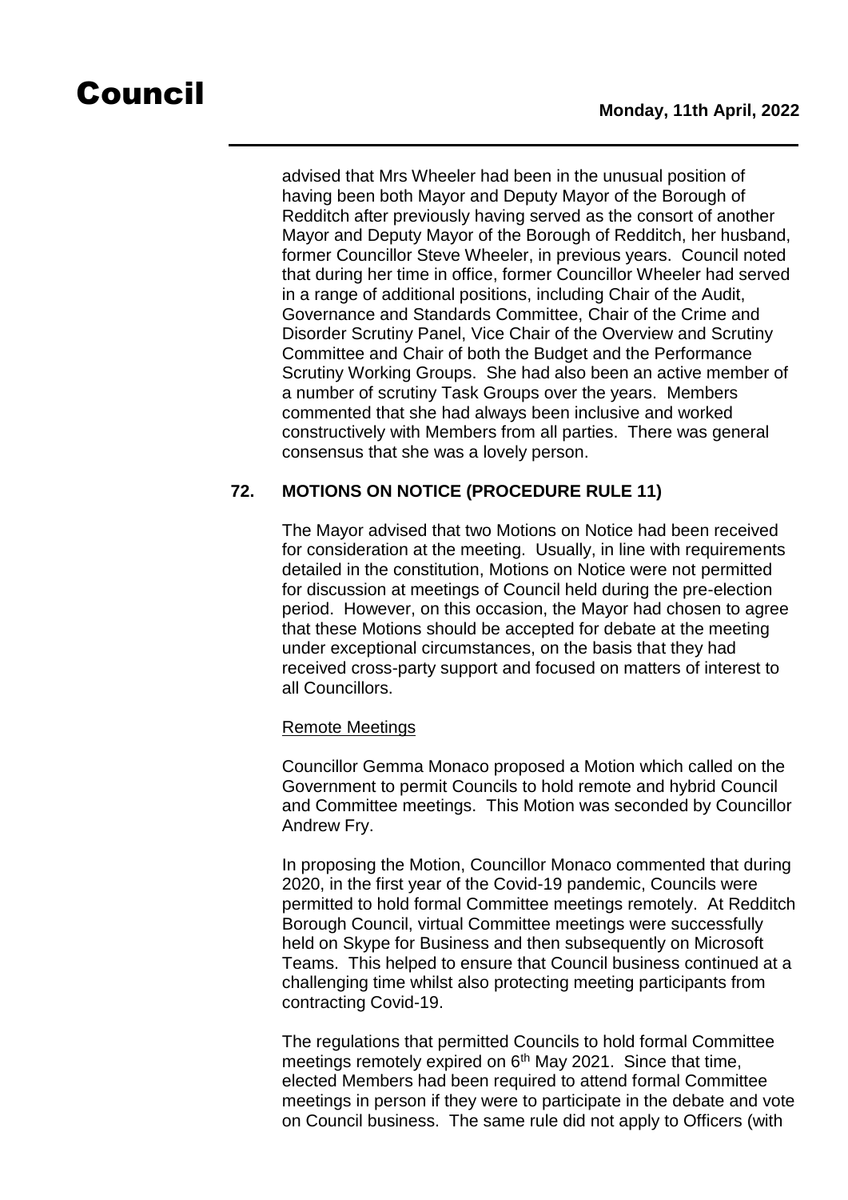advised that Mrs Wheeler had been in the unusual position of having been both Mayor and Deputy Mayor of the Borough of Redditch after previously having served as the consort of another Mayor and Deputy Mayor of the Borough of Redditch, her husband, former Councillor Steve Wheeler, in previous years. Council noted that during her time in office, former Councillor Wheeler had served in a range of additional positions, including Chair of the Audit, Governance and Standards Committee, Chair of the Crime and Disorder Scrutiny Panel, Vice Chair of the Overview and Scrutiny Committee and Chair of both the Budget and the Performance Scrutiny Working Groups. She had also been an active member of a number of scrutiny Task Groups over the years. Members commented that she had always been inclusive and worked constructively with Members from all parties. There was general consensus that she was a lovely person.

## 72. MOTIONS ON NOTICE (PROCEDURE RULE 11)

The Mayor advised that two Motions on Notice had been received for consideration at the meeting. Usually, in line with requirements detailed in the constitution, Motions on Notice were not permitted for discussion at meetings of Council held during the pre-election period. However, on this occasion, the Mayor had chosen to agree that these Motions should be accepted for debate at the meeting under exceptional circumstances, on the basis that they had received cross-party support and focused on matters of interest to all Councillors.

Remote Meetings

Councillor Gemma Monaco proposed a Motion which called on the Government to permit Councils to hold remote and hybrid Council and Committee meetings. This Motion was seconded by Councillor Andrew Fry.

In proposing the Motion, Councillor Monaco commented that during 2020, in the first year of the Covid-19 pandemic, Councils were permitted to hold formal Committee meetings remotely. At Redditch Borough Council, virtual Committee meetings were successfully held on Skype for Business and then subsequently on Microsoft Teams. This helped to ensure that Council business continued at a challenging time whilst also protecting meeting participants from contracting Covid-19.

The regulations that permitted Councils to hold formal Committee meetings remotely expired on 6th May 2021. Since that time, elected Members had been required to attend formal Committee meetings in person if they were to participate in the debate and vote on Council business. The same rule did not apply to Officers (with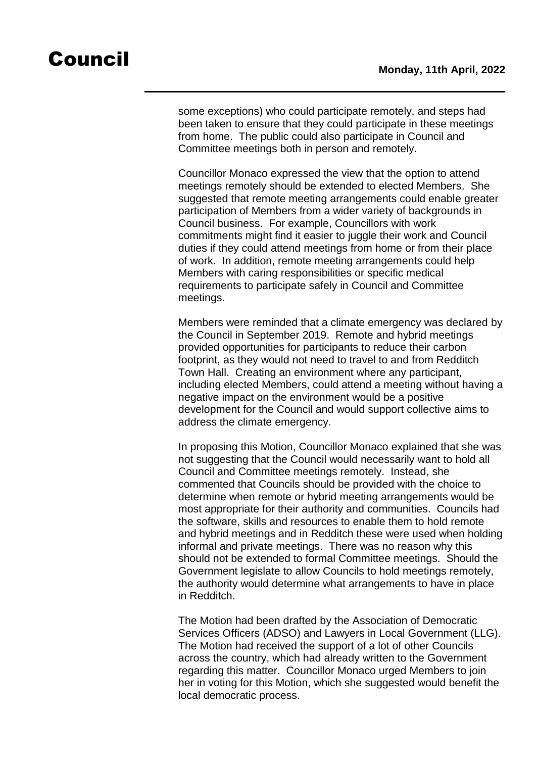some exceptions) who could participate remotely, and steps had been taken to ensure that they could participate in these meetings from home. The public could also participate in Council and Committee meetings both in person and remotely.

Councillor Monaco expressed the view that the option to attend meetings remotely should be extended to elected Members. She suggested that remote meeting arrangements could enable greater participation of Members from a wider variety of backgrounds in Council business. For example, Councillors with work commitments might find it easier to juggle their work and Council duties if they could attend meetings from home or from their place of work. In addition, remote meeting arrangements could help Members with caring responsibilities or specific medical requirements to participate safely in Council and Committee meetings.

Members were reminded that a climate emergency was declared by the Council in September 2019. Remote and hybrid meetings provided opportunities for participants to reduce their carbon footprint, as they would not need to travel to and from Redditch Town Hall. Creating an environment where any participant, including elected Members, could attend a meeting without having a negative impact on the environment would be a positive development for the Council and would support collective aims to address the climate emergency.

In proposing this Motion, Councillor Monaco explained that she was not suggesting that the Council would necessarily want to hold all Council and Committee meetings remotely. Instead, she commented that Councils should be provided with the choice to determine when remote or hybrid meeting arrangements would be most appropriate for their authority and communities. Councils had the software, skills and resources to enable them to hold remote and hybrid meetings and in Redditch these were used when holding informal and private meetings. There was no reason why this should not be extended to formal Committee meetings. Should the Government legislate to allow Councils to hold meetings remotely, the authority would determine what arrangements to have in place in Redditch.

The Motion had been drafted by the Association of Democratic Services Officers (ADSO) and Lawyers in Local Government (LLG). The Motion had received the support of a lot of other Councils across the country, which had already written to the Government regarding this matter. Councillor Monaco urged Members to join her in voting for this Motion, which she suggested would benefit the local democratic process.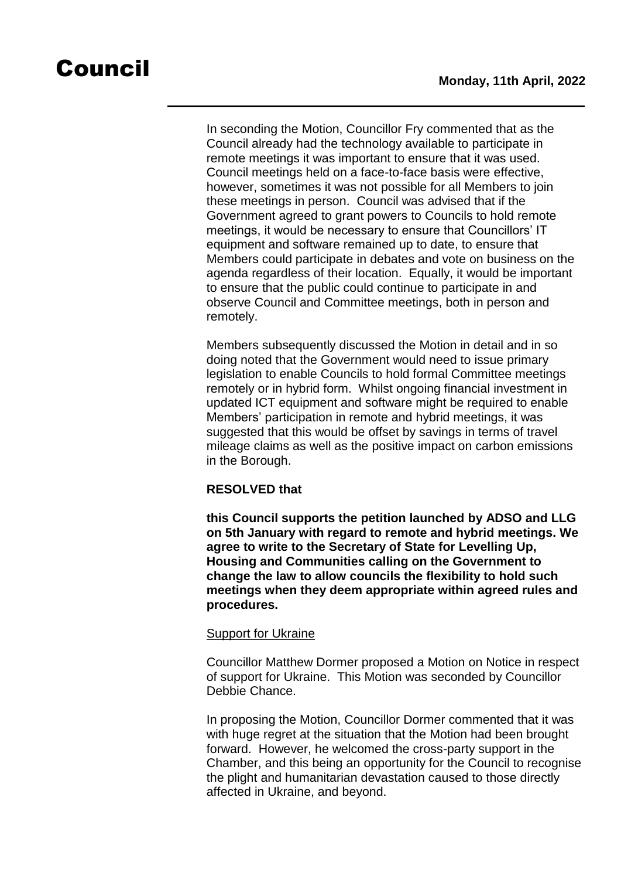In seconding the Motion, Councillor Fry commented that as the Council already had the technology available to participate in remote meetings it was important to ensure that it was used. Council meetings held on a face-to-face basis were effective, however, sometimes it was not possible for all Members to join these meetings in person. Council was advised that if the Government agreed to grant powers to Councils to hold remote meetings, it would be necessary to ensure that Councillors' IT equipment and software remained up to date, to ensure that Members could participate in debates and vote on business on the agenda regardless of their location. Equally, it would be important to ensure that the public could continue to participate in and observe Council and Committee meetings, both in person and remotely.

Members subsequently discussed the Motion in detail and in so doing noted that the Government would need to issue primary legislation to enable Councils to hold formal Committee meetings remotely or in hybrid form. Whilst ongoing financial investment in updated ICT equipment and software might be required to enable Members' participation in remote and hybrid meetings, it was suggested that this would be offset by savings in terms of travel mileage claims as well as the positive impact on carbon emissions in the Borough.

**RESOLVED that**

**this Council supports the petition launched by ADSO and LLG on 5th January with regard to remote and hybrid meetings. We agree to write to the Secretary of State for Levelling Up, Housing and Communities calling on the Government to change the law to allow councils the flexibility to hold such meetings when they deem appropriate within agreed rules and procedures.**

Support for Ukraine

Councillor Matthew Dormer proposed a Motion on Notice in respect of support for Ukraine. This Motion was seconded by Councillor Debbie Chance.

In proposing the Motion, Councillor Dormer commented that it was with huge regret at the situation that the Motion had been brought forward. However, he welcomed the cross-party support in the Chamber, and this being an opportunity for the Council to recognise the plight and humanitarian devastation caused to those directly affected in Ukraine, and beyond.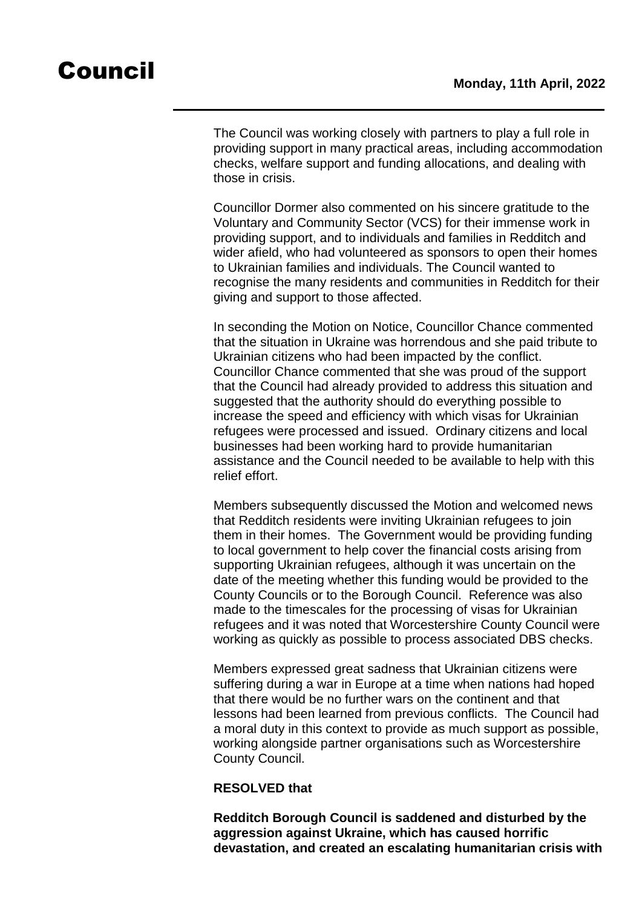The Council was working closely with partners to play a full role in providing support in many practical areas, including accommodation checks, welfare support and funding allocations, and dealing with those in crisis.

Councillor Dormer also commented on his sincere gratitude to the Voluntary and Community Sector (VCS) for their immense work in providing support, and to individuals and families in Redditch and wider afield, who had volunteered as sponsors to open their homes to Ukrainian families and individuals. The Council wanted to recognise the many residents and communities in Redditch for their giving and support to those affected.

In seconding the Motion on Notice, Councillor Chance commented that the situation in Ukraine was horrendous and she paid tribute to Ukrainian citizens who had been impacted by the conflict. Councillor Chance commented that she was proud of the support that the Council had already provided to address this situation and suggested that the authority should do everything possible to increase the speed and efficiency with which visas for Ukrainian refugees were processed and issued. Ordinary citizens and local businesses had been working hard to provide humanitarian assistance and the Council needed to be available to help with this relief effort.

Members subsequently discussed the Motion and welcomed news that Redditch residents were inviting Ukrainian refugees to join them in their homes. The Government would be providing funding to local government to help cover the financial costs arising from supporting Ukrainian refugees, although it was uncertain on the date of the meeting whether this funding would be provided to the County Councils or to the Borough Council. Reference was also made to the timescales for the processing of visas for Ukrainian refugees and it was noted that Worcestershire County Council were working as quickly as possible to process associated DBS checks.

Members expressed great sadness that Ukrainian citizens were suffering during a war in Europe at a time when nations had hoped that there would be no further wars on the continent and that lessons had been learned from previous conflicts. The Council had a moral duty in this context to provide as much support as possible, working alongside partner organisations such as Worcestershire County Council.

**RESOLVED that**

**Redditch Borough Council is saddened and disturbed by the aggression against Ukraine, which has caused horrific devastation, and created an escalating humanitarian crisis with**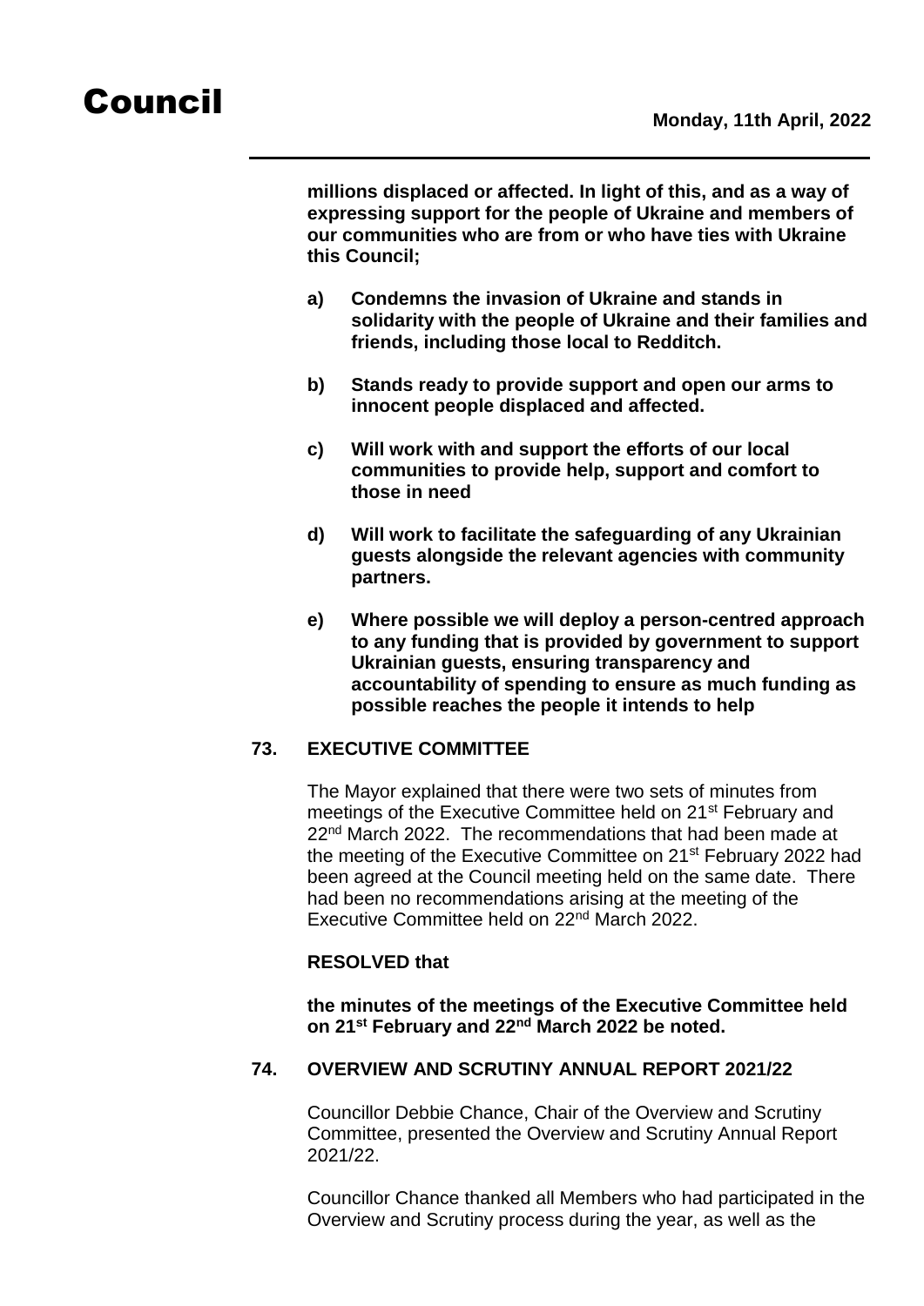**millions displaced or affected. In light of this, and as a way of expressing support for the people of Ukraine and members of our communities who are from or who have ties with Ukraine this Council;**

**a) Condemns the invasion of Ukraine and stands in solidarity with the people of Ukraine and their families and friends, including those local to Redditch.**

**b) Stands ready to provide support and open our arms to innocent people displaced and affected.**

**c) Will work with and support the efforts of our local communities to provide help, support and comfort to those in need**

**d) Will work to facilitate the safeguarding of any Ukrainian guests alongside the relevant agencies with community partners.**

**e) Where possible we will deploy a person-centred approach to any funding that is provided by government to support Ukrainian guests, ensuring transparency and accountability of spending to ensure as much funding as possible reaches the people it intends to help**

## 73. EXECUTIVE COMMITTEE

The Mayor explained that there were two sets of minutes from meetings of the Executive Committee held on 21st February and 22nd March 2022. The recommendations that had been made at the meeting of the Executive Committee on 21st February 2022 had been agreed at the Council meeting held on the same date. There had been no recommendations arising at the meeting of the Executive Committee held on 22nd March 2022.

**RESOLVED that**

**the minutes of the meetings of the Executive Committee held on 21st February and 22nd March 2022 be noted.**

## 74. OVERVIEW AND SCRUTINY ANNUAL REPORT 2021/22

Councillor Debbie Chance, Chair of the Overview and Scrutiny Committee, presented the Overview and Scrutiny Annual Report 2021/22.

Councillor Chance thanked all Members who had participated in the Overview and Scrutiny process during the year, as well as the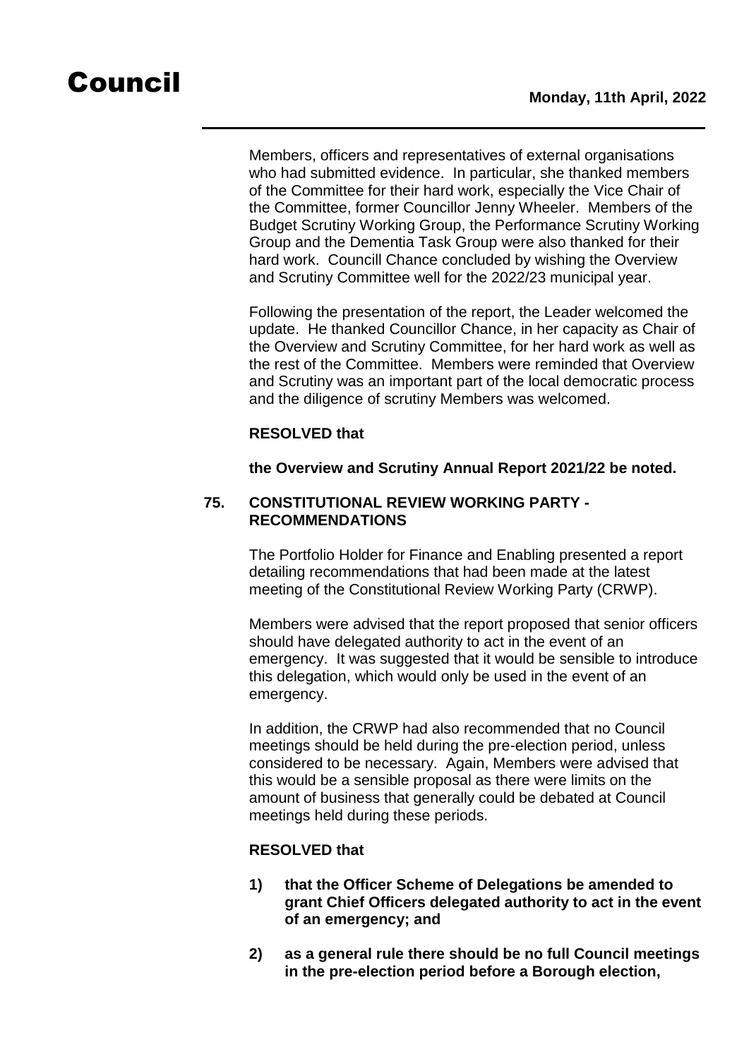Members, officers and representatives of external organisations who had submitted evidence. In particular, she thanked members of the Committee for their hard work, especially the Vice Chair of the Committee, former Councillor Jenny Wheeler. Members of the Budget Scrutiny Working Group, the Performance Scrutiny Working Group and the Dementia Task Group were also thanked for their hard work. Councill Chance concluded by wishing the Overview and Scrutiny Committee well for the 2022/23 municipal year.

Following the presentation of the report, the Leader welcomed the update. He thanked Councillor Chance, in her capacity as Chair of the Overview and Scrutiny Committee, for her hard work as well as the rest of the Committee. Members were reminded that Overview and Scrutiny was an important part of the local democratic process and the diligence of scrutiny Members was welcomed.

**RESOLVED that**

**the Overview and Scrutiny Annual Report 2021/22 be noted.**

## 75. CONSTITUTIONAL REVIEW WORKING PARTY - RECOMMENDATIONS

The Portfolio Holder for Finance and Enabling presented a report detailing recommendations that had been made at the latest meeting of the Constitutional Review Working Party (CRWP).

Members were advised that the report proposed that senior officers should have delegated authority to act in the event of an emergency. It was suggested that it would be sensible to introduce this delegation, which would only be used in the event of an emergency.

In addition, the CRWP had also recommended that no Council meetings should be held during the pre-election period, unless considered to be necessary. Again, Members were advised that this would be a sensible proposal as there were limits on the amount of business that generally could be debated at Council meetings held during these periods.

**RESOLVED that**

1) **that the Officer Scheme of Delegations be amended to grant Chief Officers delegated authority to act in the event of an emergency; and**

2) **as a general rule there should be no full Council meetings in the pre-election period before a Borough election,**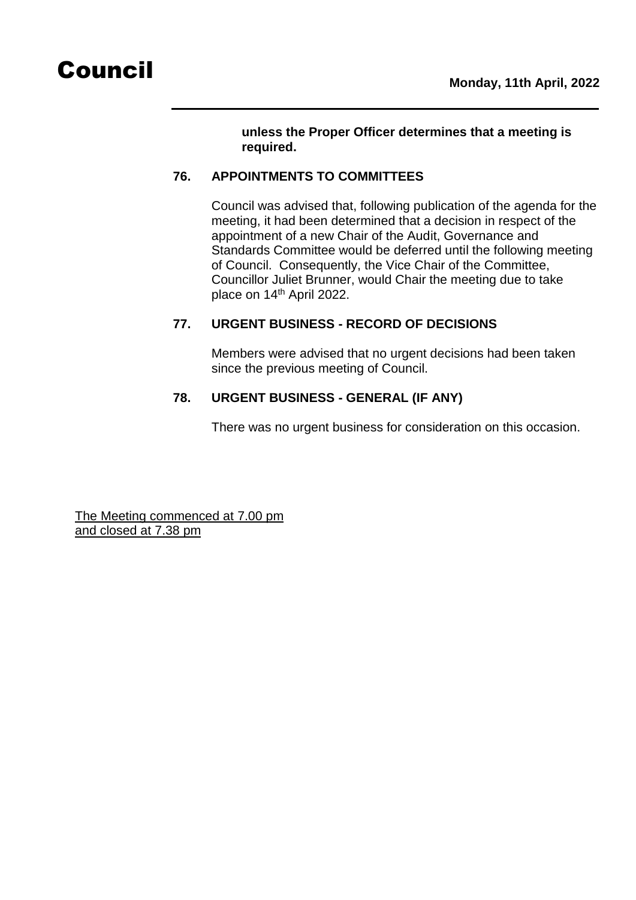**unless the Proper Officer determines that a meeting is required.**

### 76. APPOINTMENTS TO COMMITTEES

Council was advised that, following publication of the agenda for the meeting, it had been determined that a decision in respect of the appointment of a new Chair of the Audit, Governance and Standards Committee would be deferred until the following meeting of Council. Consequently, the Vice Chair of the Committee, Councillor Juliet Brunner, would Chair the meeting due to take place on 14th April 2022.

### 77. URGENT BUSINESS - RECORD OF DECISIONS

Members were advised that no urgent decisions had been taken since the previous meeting of Council.

### 78. URGENT BUSINESS - GENERAL (IF ANY)

There was no urgent business for consideration on this occasion.

The Meeting commenced at 7.00 pm
and closed at 7.38 pm